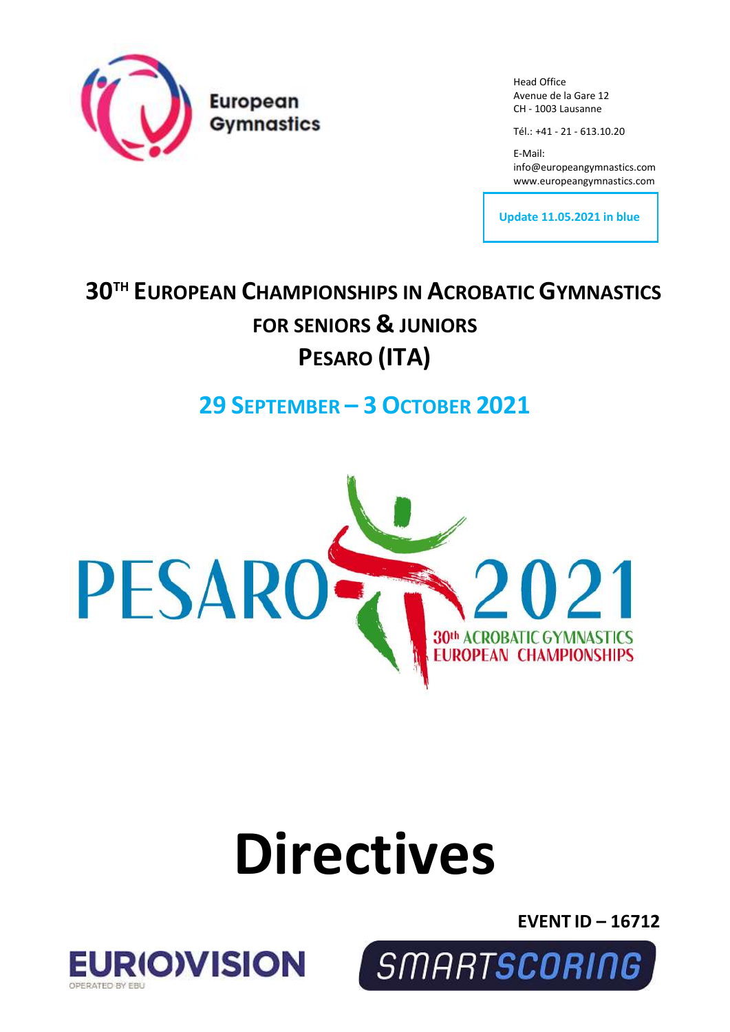European Gymnastics

Head Office
Avenue de la Gare 12
CH - 1003 Lausanne

Tél.: +41 - 21 - 613.10.20

E-Mail:
info@europeangymnastics.com
www.europeangymnastics.com

**Update 11.05.2021 in blue**

# 30TH EUROPEAN CHAMPIONSHIPS IN ACROBATIC GYMNASTICS FOR SENIORS & JUNIORS PESARO (ITA)

## 29 SEPTEMBER – 3 OCTOBER 2021

PESARO 2021
30th ACROBATIC GYMNASTICS EUROPEAN CHAMPIONSHIPS

# Directives

**EVENT ID – 16712**

EUROVISION
OPERATED BY EBU

SMARTSCORING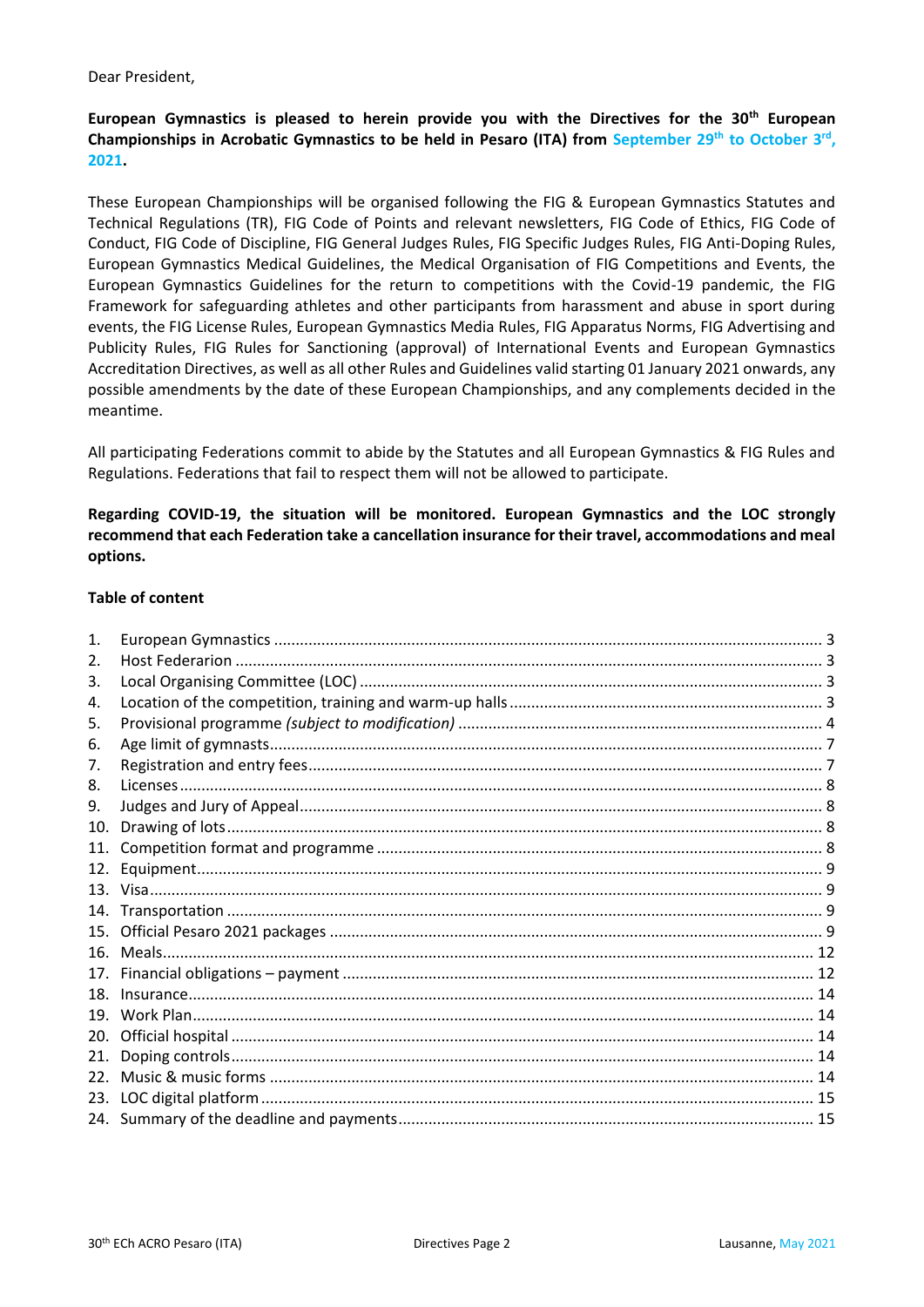Dear President,

**European Gymnastics is pleased to herein provide you with the Directives for the 30th European Championships in Acrobatic Gymnastics to be held in Pesaro (ITA) from September 29th to October 3rd, 2021.**

These European Championships will be organised following the FIG & European Gymnastics Statutes and Technical Regulations (TR), FIG Code of Points and relevant newsletters, FIG Code of Ethics, FIG Code of Conduct, FIG Code of Discipline, FIG General Judges Rules, FIG Specific Judges Rules, FIG Anti-Doping Rules, European Gymnastics Medical Guidelines, the Medical Organisation of FIG Competitions and Events, the European Gymnastics Guidelines for the return to competitions with the Covid-19 pandemic, the FIG Framework for safeguarding athletes and other participants from harassment and abuse in sport during events, the FIG License Rules, European Gymnastics Media Rules, FIG Apparatus Norms, FIG Advertising and Publicity Rules, FIG Rules for Sanctioning (approval) of International Events and European Gymnastics Accreditation Directives, as well as all other Rules and Guidelines valid starting 01 January 2021 onwards, any possible amendments by the date of these European Championships, and any complements decided in the meantime.

All participating Federations commit to abide by the Statutes and all European Gymnastics & FIG Rules and Regulations. Federations that fail to respect them will not be allowed to participate.

**Regarding COVID-19, the situation will be monitored. European Gymnastics and the LOC strongly recommend that each Federation take a cancellation insurance for their travel, accommodations and meal options.**

**Table of content**

1. European Gymnastics ... 3
2. Host Federarion ... 3
3. Local Organising Committee (LOC) ... 3
4. Location of the competition, training and warm-up halls ... 3
5. Provisional programme *(subject to modification)* ... 4
6. Age limit of gymnasts ... 7
7. Registration and entry fees ... 7
8. Licenses ... 8
9. Judges and Jury of Appeal ... 8
10. Drawing of lots ... 8
11. Competition format and programme ... 8
12. Equipment ... 9
13. Visa ... 9
14. Transportation ... 9
15. Official Pesaro 2021 packages ... 9
16. Meals ... 12
17. Financial obligations – payment ... 12
18. Insurance ... 14
19. Work Plan ... 14
20. Official hospital ... 14
21. Doping controls ... 14
22. Music & music forms ... 14
23. LOC digital platform ... 15
24. Summary of the deadline and payments ... 15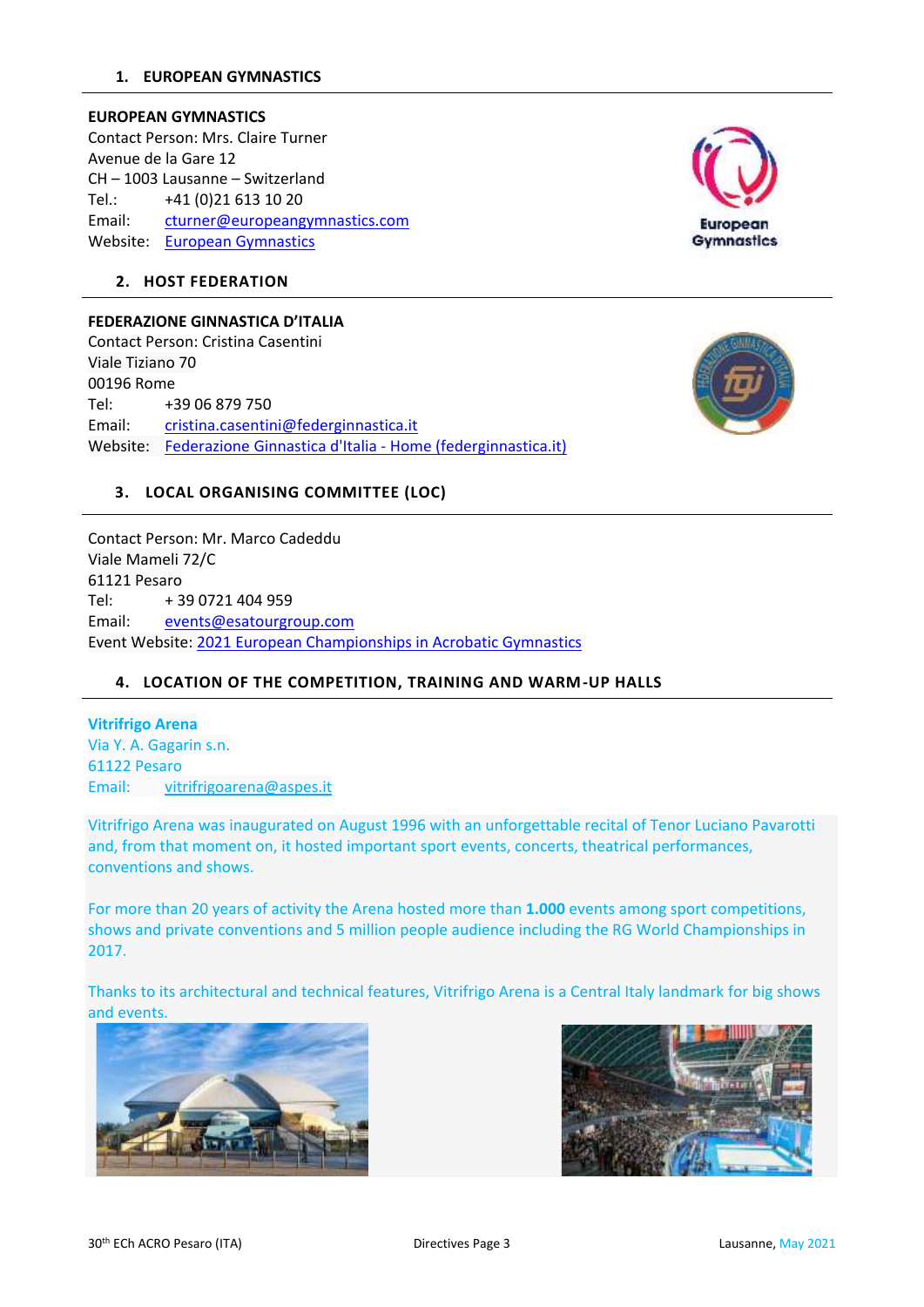## 1. EUROPEAN GYMNASTICS

**EUROPEAN GYMNASTICS**
Contact Person: Mrs. Claire Turner
Avenue de la Gare 12
CH – 1003 Lausanne – Switzerland
Tel.: +41 (0)21 613 10 20
Email: cturner@europeangymnastics.com
Website: European Gymnastics

## 2. HOST FEDERATION

**FEDERAZIONE GINNASTICA D'ITALIA**
Contact Person: Cristina Casentini
Viale Tiziano 70
00196 Rome
Tel: +39 06 879 750
Email: cristina.casentini@federginnastica.it
Website: Federazione Ginnastica d'Italia - Home (federginnastica.it)

## 3. LOCAL ORGANISING COMMITTEE (LOC)

Contact Person: Mr. Marco Cadeddu
Viale Mameli 72/C
61121 Pesaro
Tel: + 39 0721 404 959
Email: events@esatourgroup.com
Event Website: 2021 European Championships in Acrobatic Gymnastics

## 4. LOCATION OF THE COMPETITION, TRAINING AND WARM-UP HALLS

**Vitrifrigo Arena**
Via Y. A. Gagarin s.n.
61122 Pesaro
Email: vitrifrigoarena@aspes.it

Vitrifrigo Arena was inaugurated on August 1996 with an unforgettable recital of Tenor Luciano Pavarotti and, from that moment on, it hosted important sport events, concerts, theatrical performances, conventions and shows.

For more than 20 years of activity the Arena hosted more than **1.000** events among sport competitions, shows and private conventions and 5 million people audience including the RG World Championships in 2017.

Thanks to its architectural and technical features, Vitrifrigo Arena is a Central Italy landmark for big shows and events.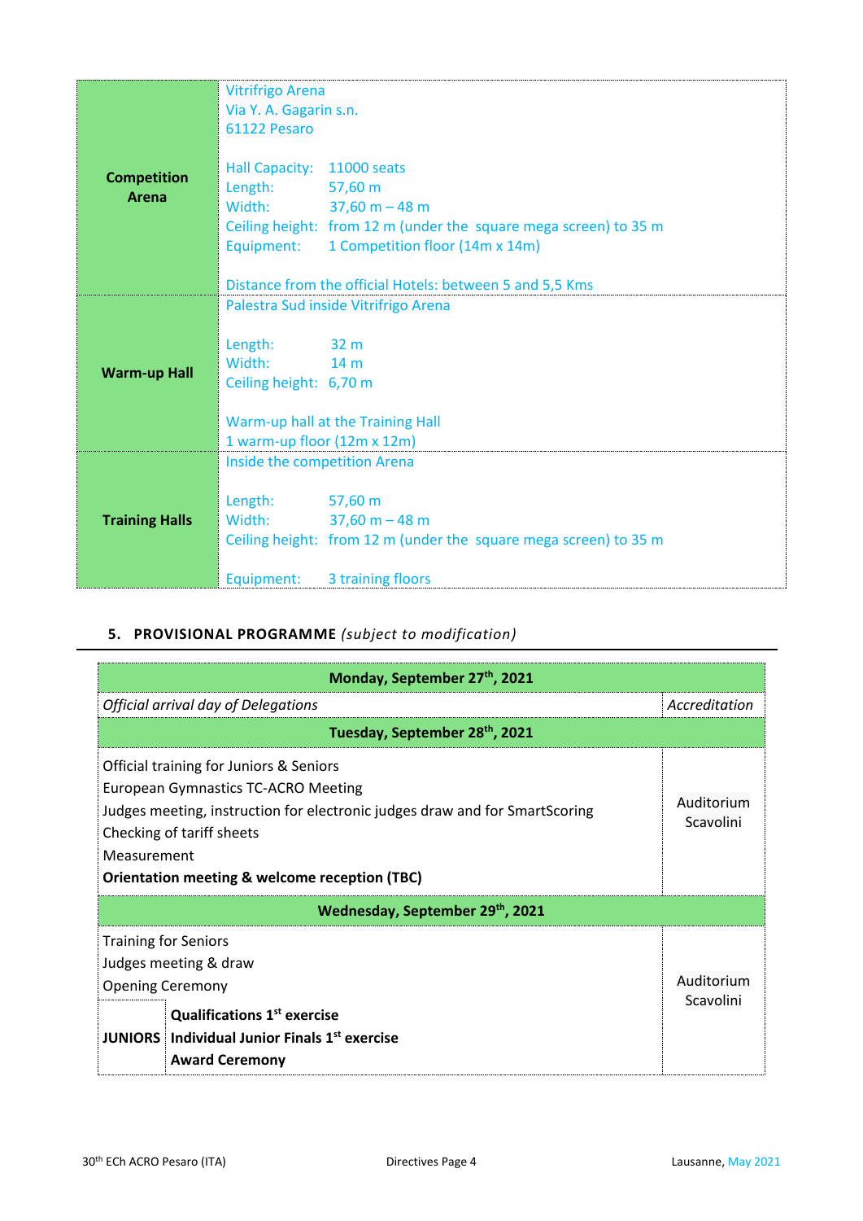| | |
|---|---|
| **Competition Arena** | Vitrifrigo Arena<br>Via Y. A. Gagarin s.n.<br>61122 Pesaro<br><br>Hall Capacity: 11000 seats<br>Length: 57,60 m<br>Width: 37,60 m – 48 m<br>Ceiling height: from 12 m (under the square mega screen) to 35 m<br>Equipment: 1 Competition floor (14m x 14m)<br><br>Distance from the official Hotels: between 5 and 5,5 Kms |
| **Warm-up Hall** | Palestra Sud inside Vitrifrigo Arena<br><br>Length: 32 m<br>Width: 14 m<br>Ceiling height: 6,70 m<br><br>Warm-up hall at the Training Hall<br>1 warm-up floor (12m x 12m) |
| **Training Halls** | Inside the competition Arena<br><br>Length: 57,60 m<br>Width: 37,60 m – 48 m<br>Ceiling height: from 12 m (under the square mega screen) to 35 m<br><br>Equipment: 3 training floors |

## 5. PROVISIONAL PROGRAMME *(subject to modification)*

| **Monday, September 27th, 2021** | | |
|---|---|---|
| *Official arrival day of Delegations* | | *Accreditation* |
| **Tuesday, September 28th, 2021** | | |
| Official training for Juniors & Seniors<br>European Gymnastics TC-ACRO Meeting<br>Judges meeting, instruction for electronic judges draw and for SmartScoring<br>Checking of tariff sheets<br>Measurement<br>**Orientation meeting & welcome reception (TBC)** | | Auditorium Scavolini |
| **Wednesday, September 29th, 2021** | | |
| Training for Seniors<br>Judges meeting & draw<br>Opening Ceremony | | Auditorium Scavolini |
| **JUNIORS** | **Qualifications 1st exercise**<br>**Individual Junior Finals 1st exercise**<br>**Award Ceremony** | |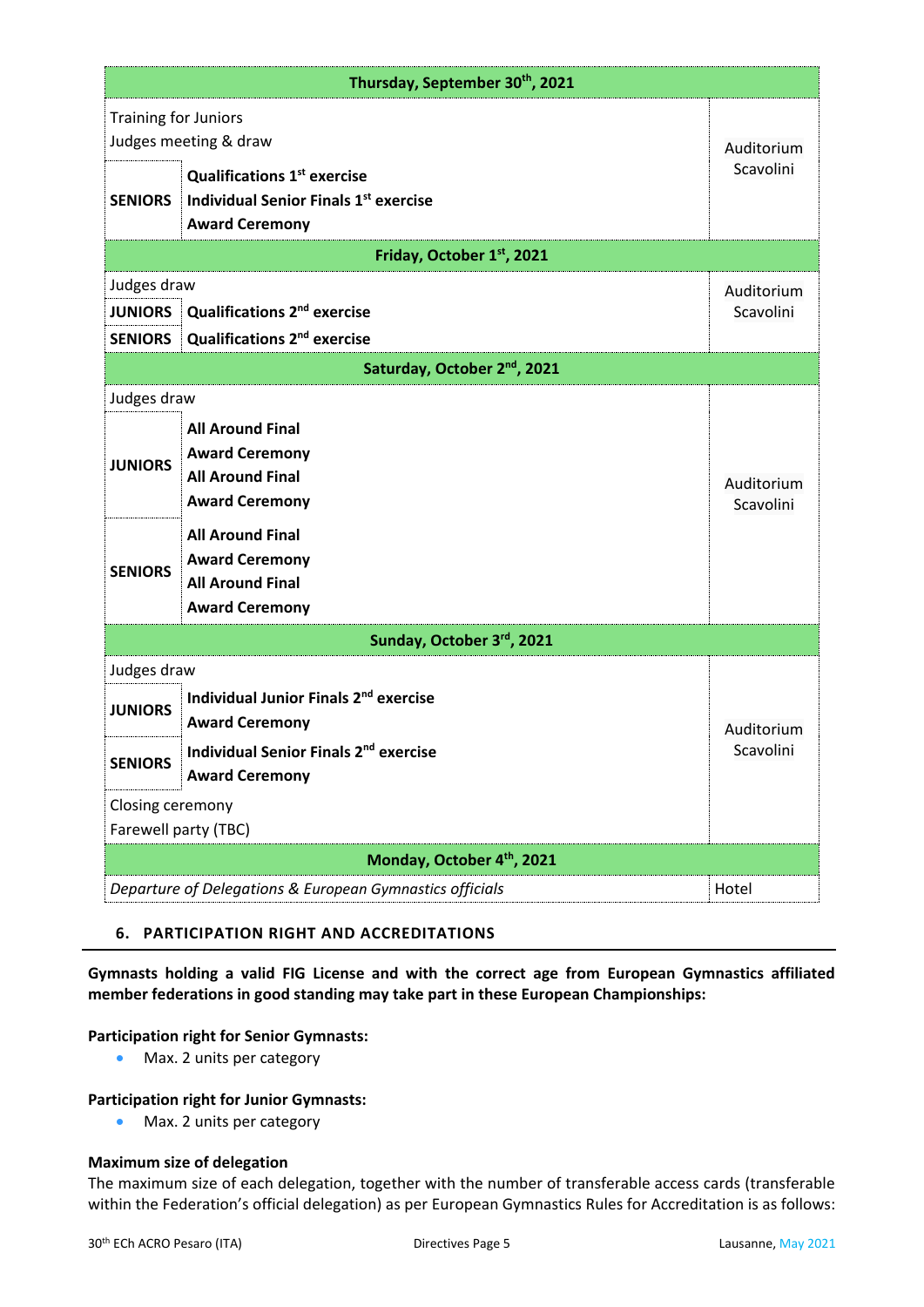| Thursday, September 30th, 2021 | | |
|---|---|---|
| Training for Juniors<br>Judges meeting & draw | | Auditorium Scavolini |
| **SENIORS** | **Qualifications 1st exercise**<br>**Individual Senior Finals 1st exercise**<br>**Award Ceremony** | |
| **Friday, October 1st, 2021** | | |
| Judges draw | | Auditorium Scavolini |
| **JUNIORS** | **Qualifications 2nd exercise** | |
| **SENIORS** | **Qualifications 2nd exercise** | |
| **Saturday, October 2nd, 2021** | | |
| Judges draw | | Auditorium Scavolini |
| **JUNIORS** | **All Around Final**<br>**Award Ceremony**<br>**All Around Final**<br>**Award Ceremony** | |
| **SENIORS** | **All Around Final**<br>**Award Ceremony**<br>**All Around Final**<br>**Award Ceremony** | |
| **Sunday, October 3rd, 2021** | | |
| Judges draw | | Auditorium Scavolini |
| **JUNIORS** | **Individual Junior Finals 2nd exercise**<br>**Award Ceremony** | |
| **SENIORS** | **Individual Senior Finals 2nd exercise**<br>**Award Ceremony** | |
| Closing ceremony<br>Farewell party (TBC) | | |
| **Monday, October 4th, 2021** | | |
| *Departure of Delegations & European Gymnastics officials* | | Hotel |

## 6. PARTICIPATION RIGHT AND ACCREDITATIONS

**Gymnasts holding a valid FIG License and with the correct age from European Gymnastics affiliated member federations in good standing may take part in these European Championships:**

**Participation right for Senior Gymnasts:**

- Max. 2 units per category

**Participation right for Junior Gymnasts:**

- Max. 2 units per category

**Maximum size of delegation**

The maximum size of each delegation, together with the number of transferable access cards (transferable within the Federation's official delegation) as per European Gymnastics Rules for Accreditation is as follows: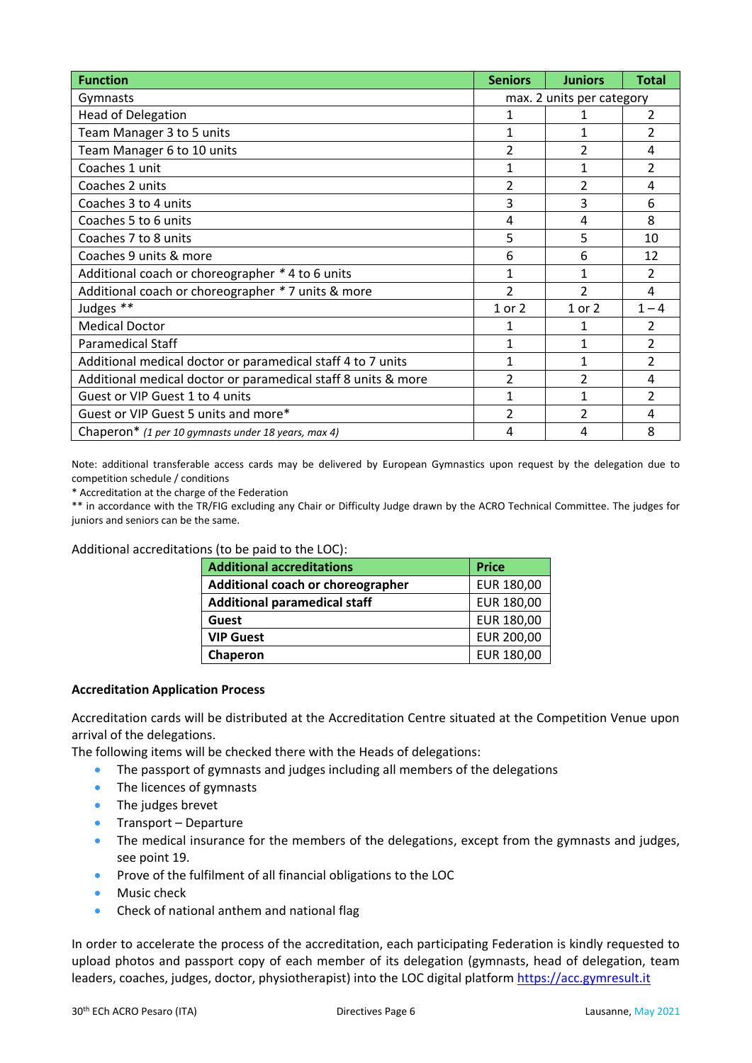| Function | Seniors | Juniors | Total |
|---|---|---|---|
| Gymnasts | max. 2 units per category | | |
| Head of Delegation | 1 | 1 | 2 |
| Team Manager 3 to 5 units | 1 | 1 | 2 |
| Team Manager 6 to 10 units | 2 | 2 | 4 |
| Coaches 1 unit | 1 | 1 | 2 |
| Coaches 2 units | 2 | 2 | 4 |
| Coaches 3 to 4 units | 3 | 3 | 6 |
| Coaches 5 to 6 units | 4 | 4 | 8 |
| Coaches 7 to 8 units | 5 | 5 | 10 |
| Coaches 9 units & more | 6 | 6 | 12 |
| Additional coach or choreographer * 4 to 6 units | 1 | 1 | 2 |
| Additional coach or choreographer * 7 units & more | 2 | 2 | 4 |
| Judges ** | 1 or 2 | 1 or 2 | 1 – 4 |
| Medical Doctor | 1 | 1 | 2 |
| Paramedical Staff | 1 | 1 | 2 |
| Additional medical doctor or paramedical staff 4 to 7 units | 1 | 1 | 2 |
| Additional medical doctor or paramedical staff 8 units & more | 2 | 2 | 4 |
| Guest or VIP Guest 1 to 4 units | 1 | 1 | 2 |
| Guest or VIP Guest 5 units and more* | 2 | 2 | 4 |
| Chaperon* *(1 per 10 gymnasts under 18 years, max 4)* | 4 | 4 | 8 |

Note: additional transferable access cards may be delivered by European Gymnastics upon request by the delegation due to competition schedule / conditions

\* Accreditation at the charge of the Federation

\*\* in accordance with the TR/FIG excluding any Chair or Difficulty Judge drawn by the ACRO Technical Committee. The judges for juniors and seniors can be the same.

Additional accreditations (to be paid to the LOC):

| Additional accreditations | Price |
|---|---|
| **Additional coach or choreographer** | EUR 180,00 |
| **Additional paramedical staff** | EUR 180,00 |
| **Guest** | EUR 180,00 |
| **VIP Guest** | EUR 200,00 |
| **Chaperon** | EUR 180,00 |

**Accreditation Application Process**

Accreditation cards will be distributed at the Accreditation Centre situated at the Competition Venue upon arrival of the delegations.
The following items will be checked there with the Heads of delegations:

- The passport of gymnasts and judges including all members of the delegations
- The licences of gymnasts
- The judges brevet
- Transport – Departure
- The medical insurance for the members of the delegations, except from the gymnasts and judges, see point 19.
- Prove of the fulfilment of all financial obligations to the LOC
- Music check
- Check of national anthem and national flag

In order to accelerate the process of the accreditation, each participating Federation is kindly requested to upload photos and passport copy of each member of its delegation (gymnasts, head of delegation, team leaders, coaches, judges, doctor, physiotherapist) into the LOC digital platform https://acc.gymresult.it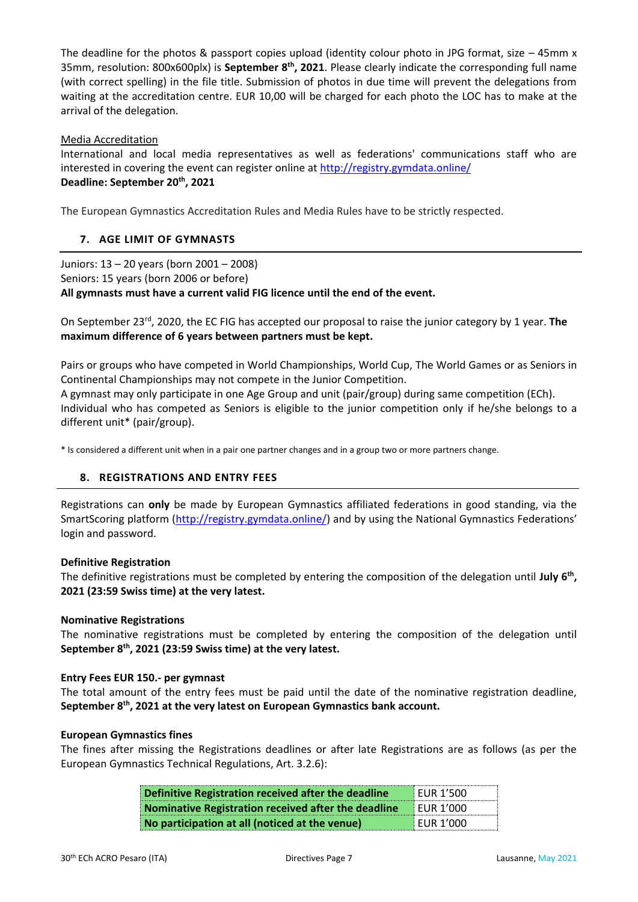The deadline for the photos & passport copies upload (identity colour photo in JPG format, size – 45mm x 35mm, resolution: 800x600plx) is **September 8th, 2021**. Please clearly indicate the corresponding full name (with correct spelling) in the file title. Submission of photos in due time will prevent the delegations from waiting at the accreditation centre. EUR 10,00 will be charged for each photo the LOC has to make at the arrival of the delegation.

Media Accreditation

International and local media representatives as well as federations' communications staff who are interested in covering the event can register online at http://registry.gymdata.online/
**Deadline: September 20th, 2021**

The European Gymnastics Accreditation Rules and Media Rules have to be strictly respected.

## 7. AGE LIMIT OF GYMNASTS

Juniors: 13 – 20 years (born 2001 – 2008)
Seniors: 15 years (born 2006 or before)
**All gymnasts must have a current valid FIG licence until the end of the event.**

On September 23rd, 2020, the EC FIG has accepted our proposal to raise the junior category by 1 year. **The maximum difference of 6 years between partners must be kept.**

Pairs or groups who have competed in World Championships, World Cup, The World Games or as Seniors in Continental Championships may not compete in the Junior Competition.
A gymnast may only participate in one Age Group and unit (pair/group) during same competition (ECh).
Individual who has competed as Seniors is eligible to the junior competition only if he/she belongs to a different unit* (pair/group).

* Is considered a different unit when in a pair one partner changes and in a group two or more partners change.

## 8. REGISTRATIONS AND ENTRY FEES

Registrations can **only** be made by European Gymnastics affiliated federations in good standing, via the SmartScoring platform (http://registry.gymdata.online/) and by using the National Gymnastics Federations' login and password.

**Definitive Registration**

The definitive registrations must be completed by entering the composition of the delegation until **July 6th, 2021 (23:59 Swiss time) at the very latest.**

**Nominative Registrations**

The nominative registrations must be completed by entering the composition of the delegation until **September 8th, 2021 (23:59 Swiss time) at the very latest.**

**Entry Fees EUR 150.- per gymnast**

The total amount of the entry fees must be paid until the date of the nominative registration deadline, **September 8th, 2021 at the very latest on European Gymnastics bank account.**

**European Gymnastics fines**

The fines after missing the Registrations deadlines or after late Registrations are as follows (as per the European Gymnastics Technical Regulations, Art. 3.2.6):

| | |
|---|---|
| **Definitive Registration received after the deadline** | EUR 1'500 |
| **Nominative Registration received after the deadline** | EUR 1'000 |
| **No participation at all (noticed at the venue)** | EUR 1'000 |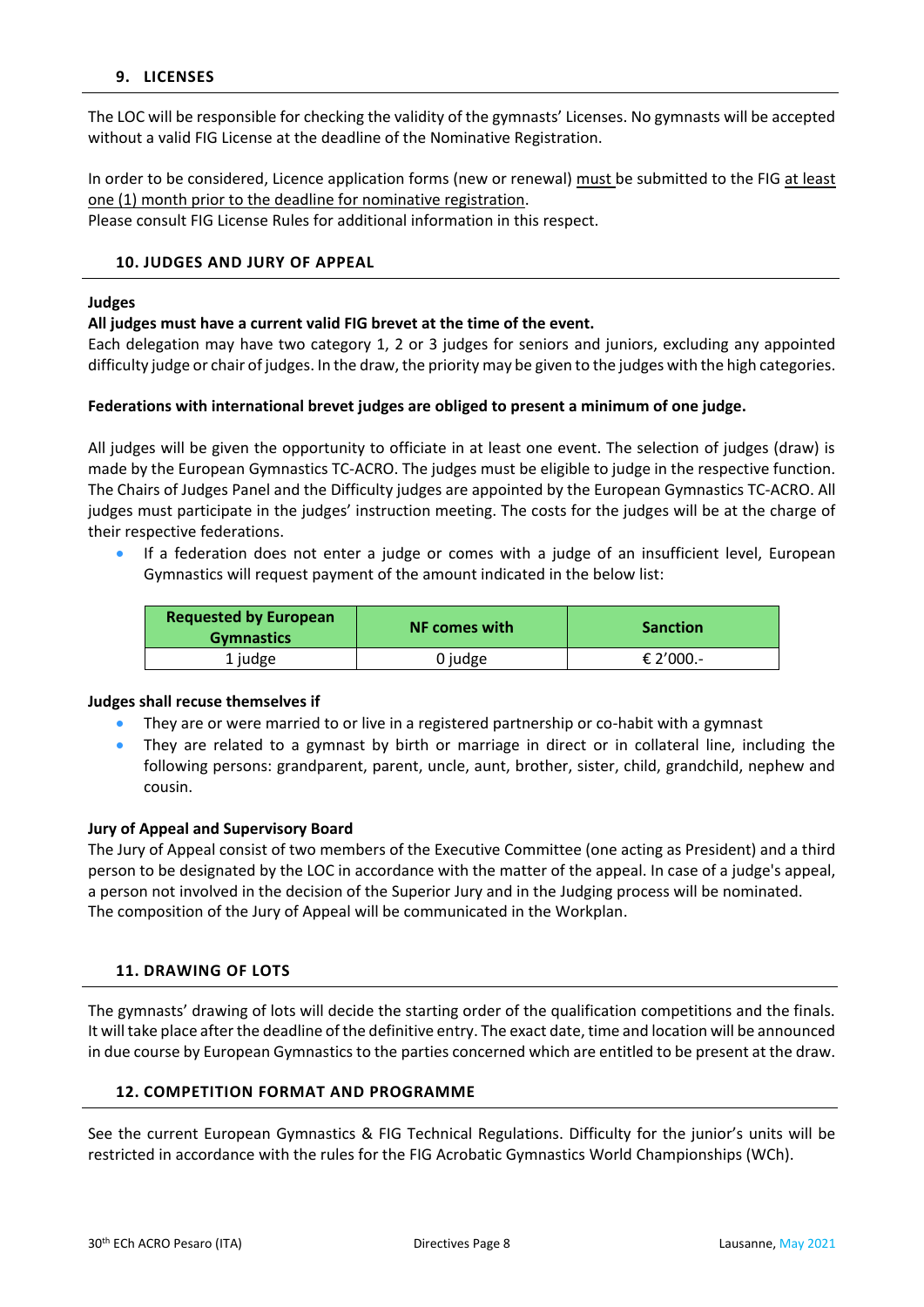## 9. LICENSES

The LOC will be responsible for checking the validity of the gymnasts' Licenses. No gymnasts will be accepted without a valid FIG License at the deadline of the Nominative Registration.

In order to be considered, Licence application forms (new or renewal) must be submitted to the FIG at least one (1) month prior to the deadline for nominative registration.
Please consult FIG License Rules for additional information in this respect.

## 10. JUDGES AND JURY OF APPEAL

**Judges**

**All judges must have a current valid FIG brevet at the time of the event.**
Each delegation may have two category 1, 2 or 3 judges for seniors and juniors, excluding any appointed difficulty judge or chair of judges. In the draw, the priority may be given to the judges with the high categories.

**Federations with international brevet judges are obliged to present a minimum of one judge.**

All judges will be given the opportunity to officiate in at least one event. The selection of judges (draw) is made by the European Gymnastics TC-ACRO. The judges must be eligible to judge in the respective function. The Chairs of Judges Panel and the Difficulty judges are appointed by the European Gymnastics TC-ACRO. All judges must participate in the judges' instruction meeting. The costs for the judges will be at the charge of their respective federations.

- If a federation does not enter a judge or comes with a judge of an insufficient level, European Gymnastics will request payment of the amount indicated in the below list:

| Requested by European Gymnastics | NF comes with | Sanction |
|---|---|---|
| 1 judge | 0 judge | € 2'000.- |

**Judges shall recuse themselves if**

- They are or were married to or live in a registered partnership or co-habit with a gymnast
- They are related to a gymnast by birth or marriage in direct or in collateral line, including the following persons: grandparent, parent, uncle, aunt, brother, sister, child, grandchild, nephew and cousin.

**Jury of Appeal and Supervisory Board**
The Jury of Appeal consist of two members of the Executive Committee (one acting as President) and a third person to be designated by the LOC in accordance with the matter of the appeal. In case of a judge's appeal, a person not involved in the decision of the Superior Jury and in the Judging process will be nominated.
The composition of the Jury of Appeal will be communicated in the Workplan.

## 11. DRAWING OF LOTS

The gymnasts' drawing of lots will decide the starting order of the qualification competitions and the finals. It will take place after the deadline of the definitive entry. The exact date, time and location will be announced in due course by European Gymnastics to the parties concerned which are entitled to be present at the draw.

## 12. COMPETITION FORMAT AND PROGRAMME

See the current European Gymnastics & FIG Technical Regulations. Difficulty for the junior's units will be restricted in accordance with the rules for the FIG Acrobatic Gymnastics World Championships (WCh).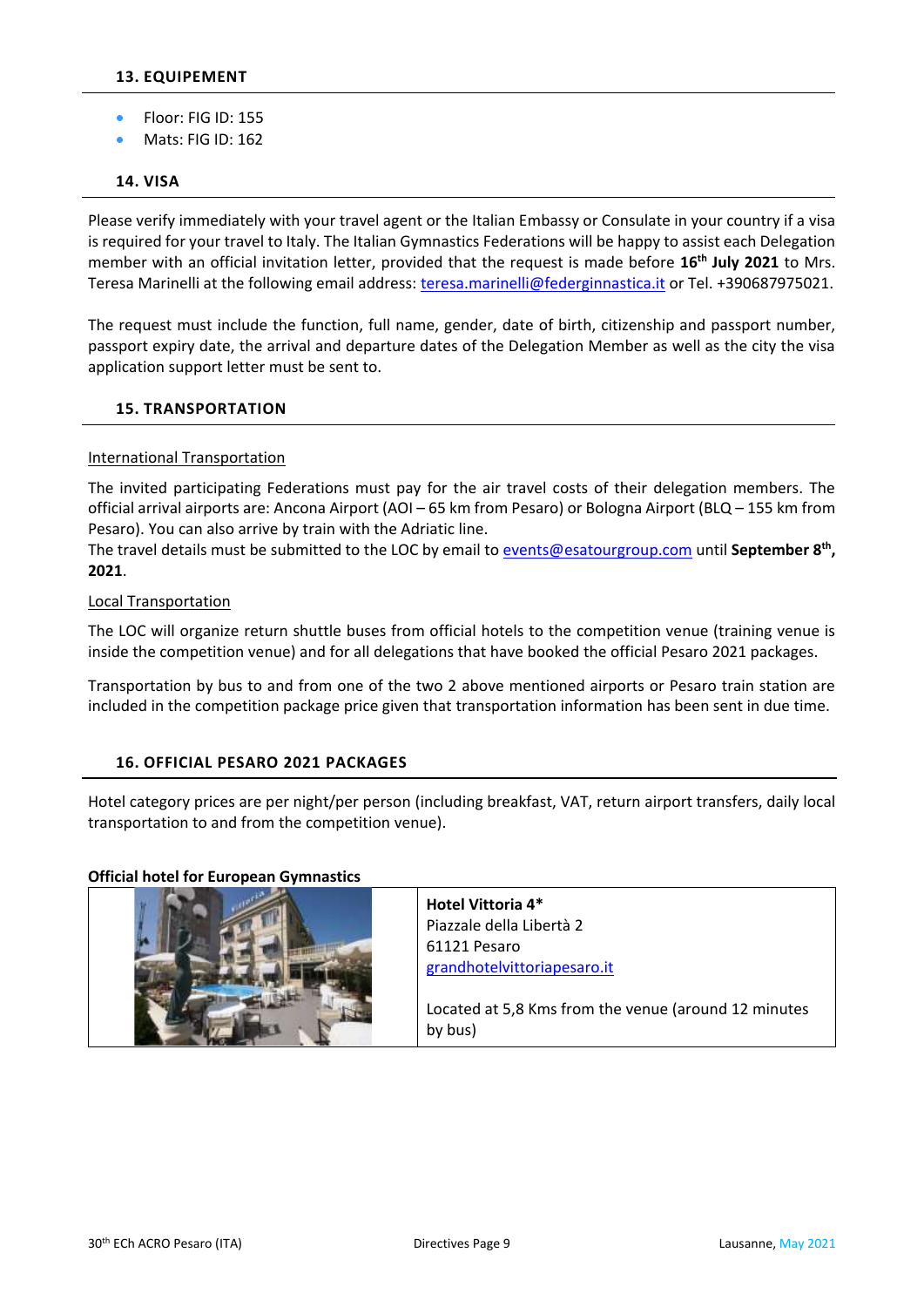## 13. EQUIPEMENT

- Floor: FIG ID: 155
- Mats: FIG ID: 162

## 14. VISA

Please verify immediately with your travel agent or the Italian Embassy or Consulate in your country if a visa is required for your travel to Italy. The Italian Gymnastics Federations will be happy to assist each Delegation member with an official invitation letter, provided that the request is made before **16th July 2021** to Mrs. Teresa Marinelli at the following email address: teresa.marinelli@federginnastica.it or Tel. +390687975021.

The request must include the function, full name, gender, date of birth, citizenship and passport number, passport expiry date, the arrival and departure dates of the Delegation Member as well as the city the visa application support letter must be sent to.

## 15. TRANSPORTATION

International Transportation

The invited participating Federations must pay for the air travel costs of their delegation members. The official arrival airports are: Ancona Airport (AOI – 65 km from Pesaro) or Bologna Airport (BLQ – 155 km from Pesaro). You can also arrive by train with the Adriatic line.
The travel details must be submitted to the LOC by email to events@esatourgroup.com until **September 8th, 2021**.

Local Transportation

The LOC will organize return shuttle buses from official hotels to the competition venue (training venue is inside the competition venue) and for all delegations that have booked the official Pesaro 2021 packages.

Transportation by bus to and from one of the two 2 above mentioned airports or Pesaro train station are included in the competition package price given that transportation information has been sent in due time.

## 16. OFFICIAL PESARO 2021 PACKAGES

Hotel category prices are per night/per person (including breakfast, VAT, return airport transfers, daily local transportation to and from the competition venue).

**Official hotel for European Gymnastics**

| | |
|---|---|
| | **Hotel Vittoria 4\***<br>Piazzale della Libertà 2<br>61121 Pesaro<br>grandhotelvittoriapesaro.it<br><br>Located at 5,8 Kms from the venue (around 12 minutes by bus) |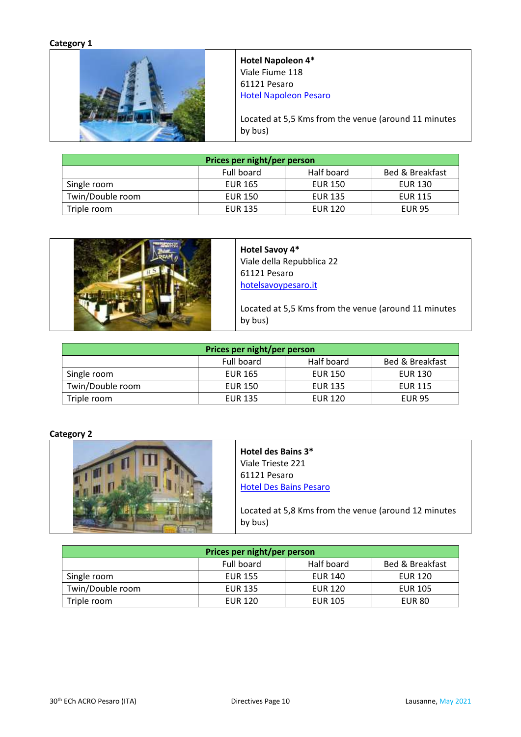**Category 1**

**Hotel Napoleon 4***
Viale Fiume 118
61121 Pesaro
Hotel Napoleon Pesaro

Located at 5,5 Kms from the venue (around 11 minutes by bus)

| Prices per night/per person | | | |
|---|---|---|---|
| | Full board | Half board | Bed & Breakfast |
| Single room | EUR 165 | EUR 150 | EUR 130 |
| Twin/Double room | EUR 150 | EUR 135 | EUR 115 |
| Triple room | EUR 135 | EUR 120 | EUR 95 |

**Hotel Savoy 4***
Viale della Repubblica 22
61121 Pesaro
hotelsavoypesaro.it

Located at 5,5 Kms from the venue (around 11 minutes by bus)

| Prices per night/per person | | | |
|---|---|---|---|
| | Full board | Half board | Bed & Breakfast |
| Single room | EUR 165 | EUR 150 | EUR 130 |
| Twin/Double room | EUR 150 | EUR 135 | EUR 115 |
| Triple room | EUR 135 | EUR 120 | EUR 95 |

**Category 2**

**Hotel des Bains 3***
Viale Trieste 221
61121 Pesaro
Hotel Des Bains Pesaro

Located at 5,8 Kms from the venue (around 12 minutes by bus)

| Prices per night/per person | | | |
|---|---|---|---|
| | Full board | Half board | Bed & Breakfast |
| Single room | EUR 155 | EUR 140 | EUR 120 |
| Twin/Double room | EUR 135 | EUR 120 | EUR 105 |
| Triple room | EUR 120 | EUR 105 | EUR 80 |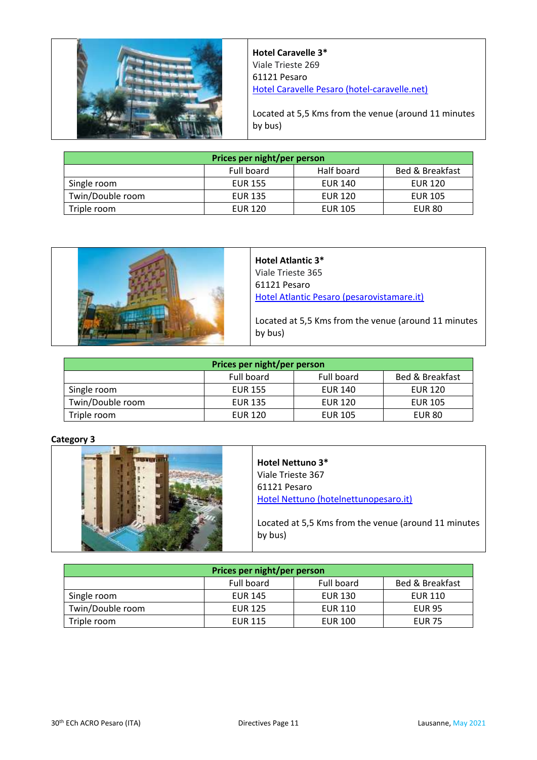**Hotel Caravelle 3***
Viale Trieste 269
61121 Pesaro
Hotel Caravelle Pesaro (hotel-caravelle.net)

Located at 5,5 Kms from the venue (around 11 minutes by bus)

| Prices per night/per person | | | |
|---|---|---|---|
| | Full board | Half board | Bed & Breakfast |
| Single room | EUR 155 | EUR 140 | EUR 120 |
| Twin/Double room | EUR 135 | EUR 120 | EUR 105 |
| Triple room | EUR 120 | EUR 105 | EUR 80 |

**Hotel Atlantic 3***
Viale Trieste 365
61121 Pesaro
Hotel Atlantic Pesaro (pesarovistamare.it)

Located at 5,5 Kms from the venue (around 11 minutes by bus)

| Prices per night/per person | | | |
|---|---|---|---|
| | Full board | Full board | Bed & Breakfast |
| Single room | EUR 155 | EUR 140 | EUR 120 |
| Twin/Double room | EUR 135 | EUR 120 | EUR 105 |
| Triple room | EUR 120 | EUR 105 | EUR 80 |

**Category 3**

**Hotel Nettuno 3***
Viale Trieste 367
61121 Pesaro
Hotel Nettuno (hotelnettunopesaro.it)

Located at 5,5 Kms from the venue (around 11 minutes by bus)

| Prices per night/per person | | | |
|---|---|---|---|
| | Full board | Full board | Bed & Breakfast |
| Single room | EUR 145 | EUR 130 | EUR 110 |
| Twin/Double room | EUR 125 | EUR 110 | EUR 95 |
| Triple room | EUR 115 | EUR 100 | EUR 75 |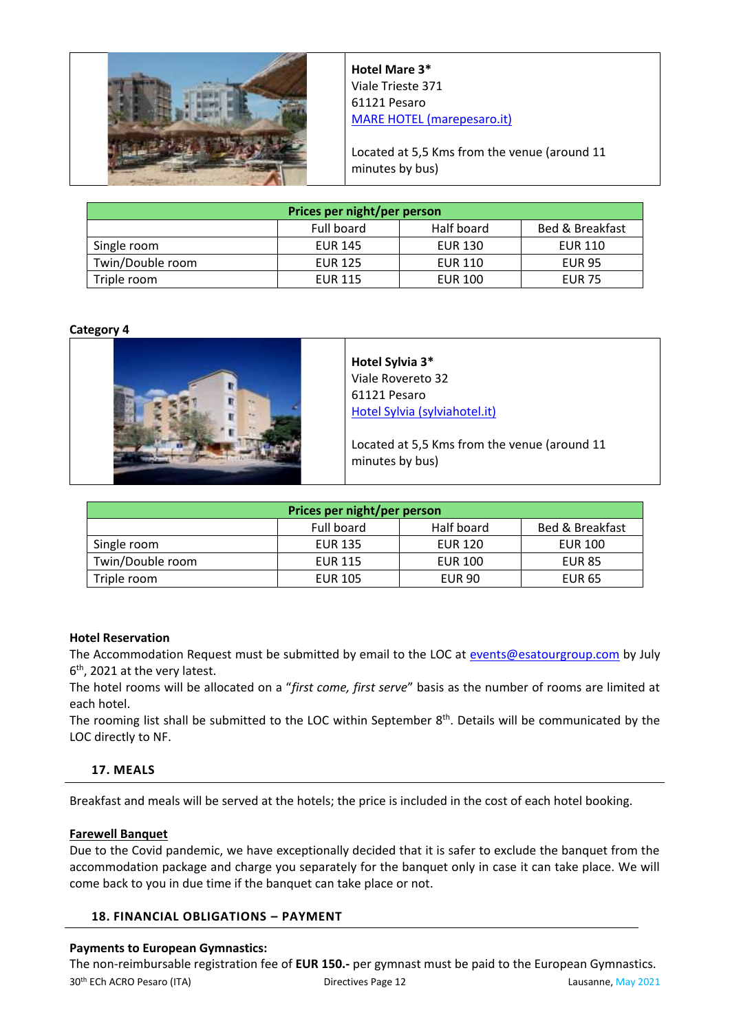**Hotel Mare 3***
Viale Trieste 371
61121 Pesaro
[MARE HOTEL (marepesaro.it)](marepesaro.it)

Located at 5,5 Kms from the venue (around 11 minutes by bus)

| Prices per night/per person | | | |
|---|---|---|---|
| | Full board | Half board | Bed & Breakfast |
| Single room | EUR 145 | EUR 130 | EUR 110 |
| Twin/Double room | EUR 125 | EUR 110 | EUR 95 |
| Triple room | EUR 115 | EUR 100 | EUR 75 |

**Category 4**

**Hotel Sylvia 3***
Viale Rovereto 32
61121 Pesaro
[Hotel Sylvia (sylviahotel.it)](sylviahotel.it)

Located at 5,5 Kms from the venue (around 11 minutes by bus)

| Prices per night/per person | | | |
|---|---|---|---|
| | Full board | Half board | Bed & Breakfast |
| Single room | EUR 135 | EUR 120 | EUR 100 |
| Twin/Double room | EUR 115 | EUR 100 | EUR 85 |
| Triple room | EUR 105 | EUR 90 | EUR 65 |

**Hotel Reservation**

The Accommodation Request must be submitted by email to the LOC at events@esatourgroup.com by July 6th, 2021 at the very latest.

The hotel rooms will be allocated on a "*first come, first serve*" basis as the number of rooms are limited at each hotel.

The rooming list shall be submitted to the LOC within September 8th. Details will be communicated by the LOC directly to NF.

## 17. MEALS

Breakfast and meals will be served at the hotels; the price is included in the cost of each hotel booking.

**Farewell Banquet**

Due to the Covid pandemic, we have exceptionally decided that it is safer to exclude the banquet from the accommodation package and charge you separately for the banquet only in case it can take place. We will come back to you in due time if the banquet can take place or not.

## 18. FINANCIAL OBLIGATIONS – PAYMENT

**Payments to European Gymnastics:**

The non-reimbursable registration fee of **EUR 150.-** per gymnast must be paid to the European Gymnastics.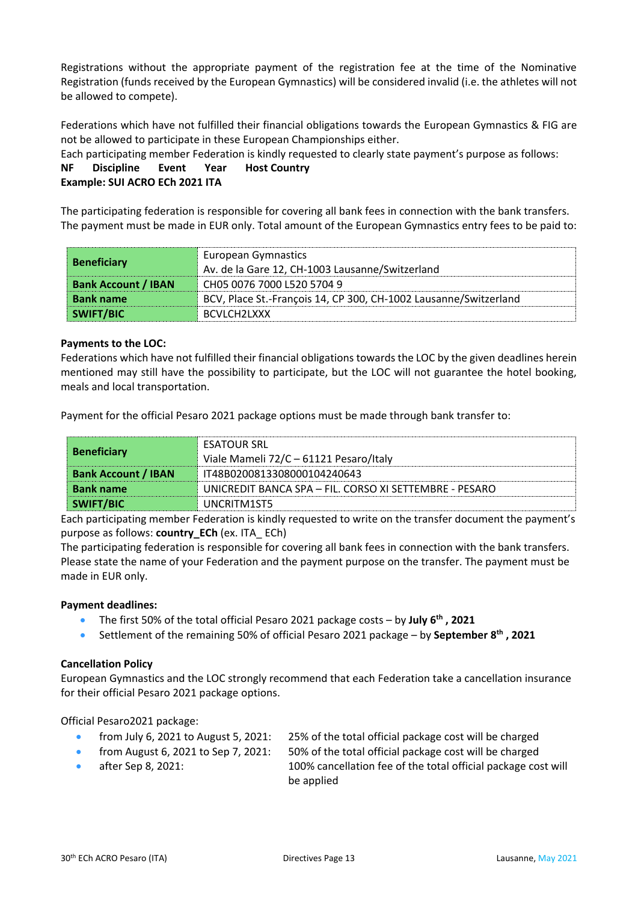Registrations without the appropriate payment of the registration fee at the time of the Nominative Registration (funds received by the European Gymnastics) will be considered invalid (i.e. the athletes will not be allowed to compete).

Federations which have not fulfilled their financial obligations towards the European Gymnastics & FIG are not be allowed to participate in these European Championships either.
Each participating member Federation is kindly requested to clearly state payment's purpose as follows:
**NF Discipline Event Year Host Country**
**Example: SUI ACRO ECh 2021 ITA**

The participating federation is responsible for covering all bank fees in connection with the bank transfers.
The payment must be made in EUR only. Total amount of the European Gymnastics entry fees to be paid to:

| | |
|---|---|
| **Beneficiary** | European Gymnastics<br>Av. de la Gare 12, CH-1003 Lausanne/Switzerland |
| **Bank Account / IBAN** | CH05 0076 7000 L520 5704 9 |
| **Bank name** | BCV, Place St.-François 14, CP 300, CH-1002 Lausanne/Switzerland |
| **SWIFT/BIC** | BCVLCH2LXXX |

**Payments to the LOC:**
Federations which have not fulfilled their financial obligations towards the LOC by the given deadlines herein mentioned may still have the possibility to participate, but the LOC will not guarantee the hotel booking, meals and local transportation.

Payment for the official Pesaro 2021 package options must be made through bank transfer to:

| | |
|---|---|
| **Beneficiary** | ESATOUR SRL<br>Viale Mameli 72/C – 61121 Pesaro/Italy |
| **Bank Account / IBAN** | IT48B0200813308000104240643 |
| **Bank name** | UNICREDIT BANCA SPA – FIL. CORSO XI SETTEMBRE - PESARO |
| **SWIFT/BIC** | UNCRITM1ST5 |

Each participating member Federation is kindly requested to write on the transfer document the payment's purpose as follows: **country_ECh** (ex. ITA_ ECh)
The participating federation is responsible for covering all bank fees in connection with the bank transfers. Please state the name of your Federation and the payment purpose on the transfer. The payment must be made in EUR only.

**Payment deadlines:**

- The first 50% of the total official Pesaro 2021 package costs – by **July 6th , 2021**
- Settlement of the remaining 50% of official Pesaro 2021 package – by **September 8th , 2021**

**Cancellation Policy**
European Gymnastics and the LOC strongly recommend that each Federation take a cancellation insurance for their official Pesaro 2021 package options.

Official Pesaro2021 package:

- from July 6, 2021 to August 5, 2021: 25% of the total official package cost will be charged
- from August 6, 2021 to Sep 7, 2021: 50% of the total official package cost will be charged
- after Sep 8, 2021: 100% cancellation fee of the total official package cost will be applied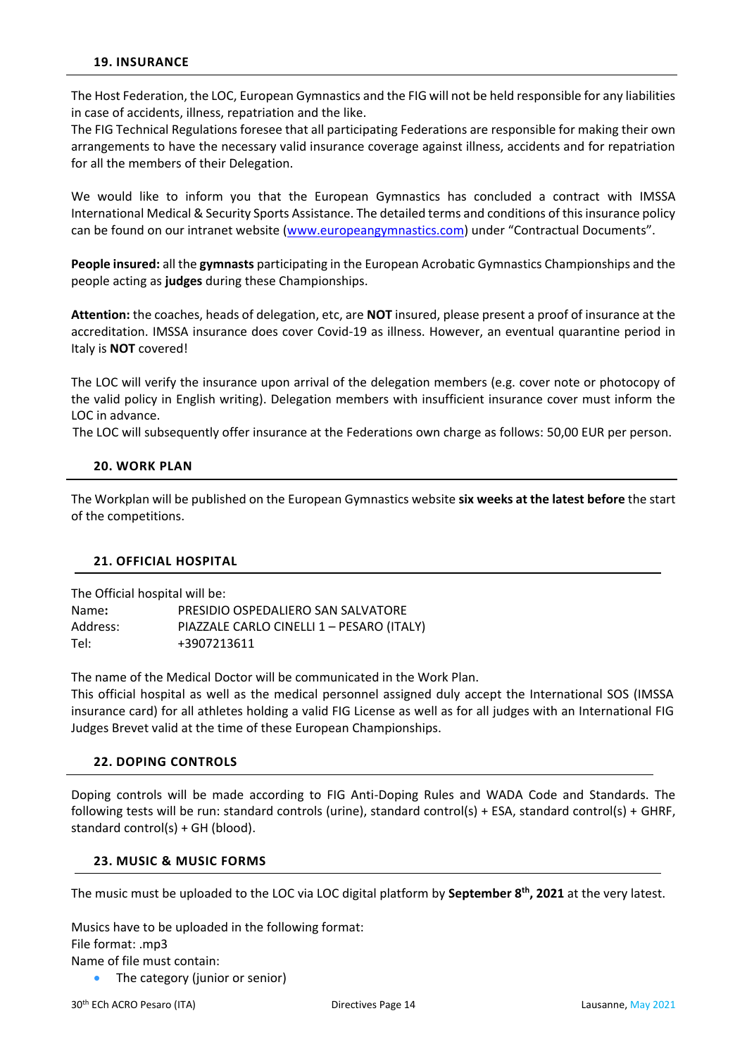## 19. INSURANCE

The Host Federation, the LOC, European Gymnastics and the FIG will not be held responsible for any liabilities in case of accidents, illness, repatriation and the like.
The FIG Technical Regulations foresee that all participating Federations are responsible for making their own arrangements to have the necessary valid insurance coverage against illness, accidents and for repatriation for all the members of their Delegation.

We would like to inform you that the European Gymnastics has concluded a contract with IMSSA International Medical & Security Sports Assistance. The detailed terms and conditions of this insurance policy can be found on our intranet website (www.europeangymnastics.com) under "Contractual Documents".

**People insured:** all the **gymnasts** participating in the European Acrobatic Gymnastics Championships and the people acting as **judges** during these Championships.

**Attention:** the coaches, heads of delegation, etc, are **NOT** insured, please present a proof of insurance at the accreditation. IMSSA insurance does cover Covid-19 as illness. However, an eventual quarantine period in Italy is **NOT** covered!

The LOC will verify the insurance upon arrival of the delegation members (e.g. cover note or photocopy of the valid policy in English writing). Delegation members with insufficient insurance cover must inform the LOC in advance.
The LOC will subsequently offer insurance at the Federations own charge as follows: 50,00 EUR per person.

## 20. WORK PLAN

The Workplan will be published on the European Gymnastics website **six weeks at the latest before** the start of the competitions.

## 21. OFFICIAL HOSPITAL

The Official hospital will be:

| | |
|---|---|
| Name: | PRESIDIO OSPEDALIERO SAN SALVATORE |
| Address: | PIAZZALE CARLO CINELLI 1 – PESARO (ITALY) |
| Tel: | +3907213611 |

The name of the Medical Doctor will be communicated in the Work Plan.
This official hospital as well as the medical personnel assigned duly accept the International SOS (IMSSA insurance card) for all athletes holding a valid FIG License as well as for all judges with an International FIG Judges Brevet valid at the time of these European Championships.

## 22. DOPING CONTROLS

Doping controls will be made according to FIG Anti-Doping Rules and WADA Code and Standards. The following tests will be run: standard controls (urine), standard control(s) + ESA, standard control(s) + GHRF, standard control(s) + GH (blood).

## 23. MUSIC & MUSIC FORMS

The music must be uploaded to the LOC via LOC digital platform by **September 8th, 2021** at the very latest.

Musics have to be uploaded in the following format:
File format: .mp3
Name of file must contain:

- The category (junior or senior)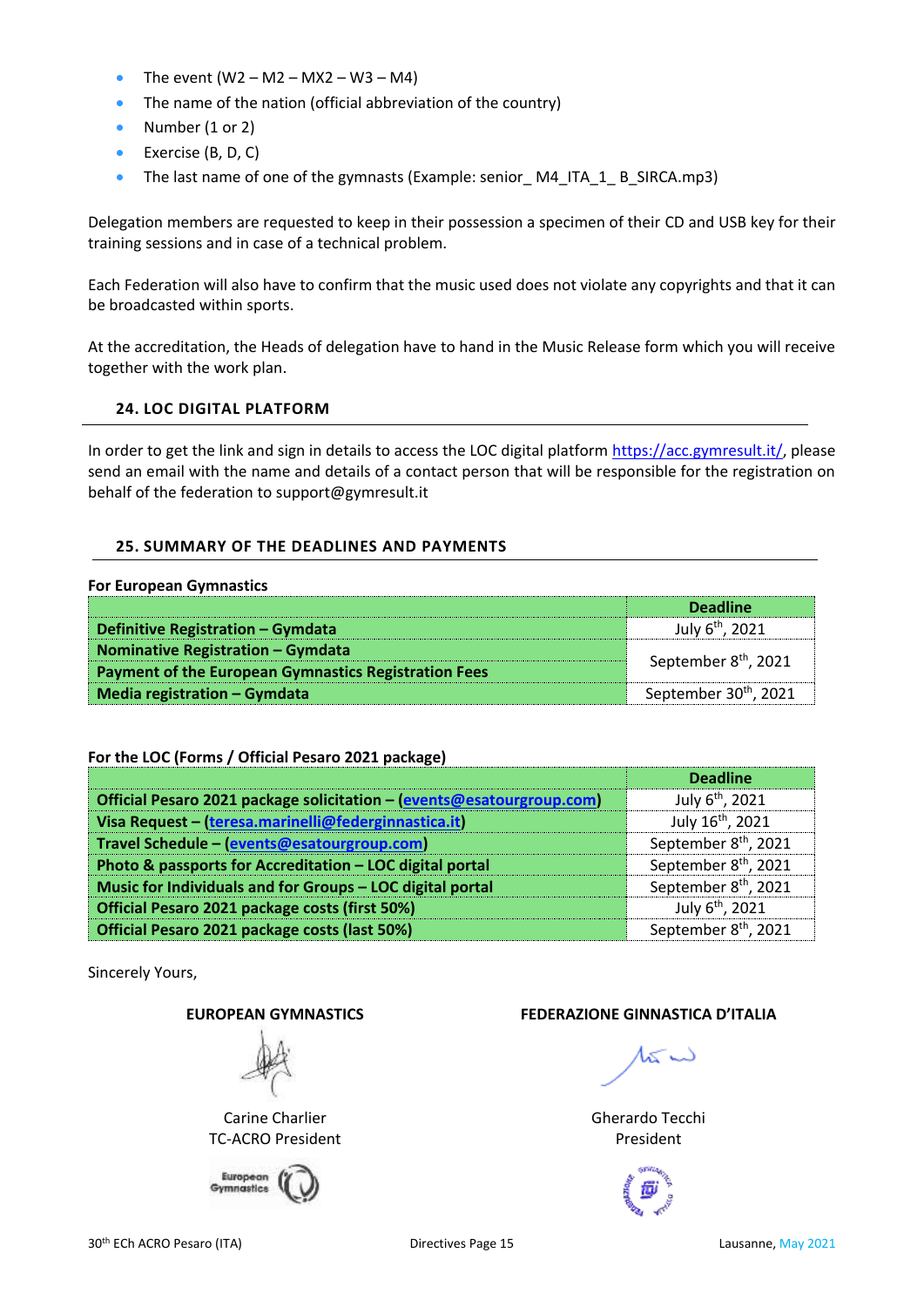- The event (W2 – M2 – MX2 – W3 – M4)
- The name of the nation (official abbreviation of the country)
- Number (1 or 2)
- Exercise (B, D, C)
- The last name of one of the gymnasts (Example: senior_ M4_ITA_1_ B_SIRCA.mp3)

Delegation members are requested to keep in their possession a specimen of their CD and USB key for their training sessions and in case of a technical problem.

Each Federation will also have to confirm that the music used does not violate any copyrights and that it can be broadcasted within sports.

At the accreditation, the Heads of delegation have to hand in the Music Release form which you will receive together with the work plan.

## 24. LOC DIGITAL PLATFORM

In order to get the link and sign in details to access the LOC digital platform https://acc.gymresult.it/, please send an email with the name and details of a contact person that will be responsible for the registration on behalf of the federation to support@gymresult.it

## 25. SUMMARY OF THE DEADLINES AND PAYMENTS

**For European Gymnastics**

| | Deadline |
|---|---|
| **Definitive Registration – Gymdata** | July 6th, 2021 |
| **Nominative Registration – Gymdata** | September 8th, 2021 |
| **Payment of the European Gymnastics Registration Fees** | September 8th, 2021 |
| **Media registration – Gymdata** | September 30th, 2021 |

**For the LOC (Forms / Official Pesaro 2021 package)**

| | Deadline |
|---|---|
| **Official Pesaro 2021 package solicitation – (events@esatourgroup.com)** | July 6th, 2021 |
| **Visa Request – (teresa.marinelli@federginnastica.it)** | July 16th, 2021 |
| **Travel Schedule – (events@esatourgroup.com)** | September 8th, 2021 |
| **Photo & passports for Accreditation – LOC digital portal** | September 8th, 2021 |
| **Music for Individuals and for Groups – LOC digital portal** | September 8th, 2021 |
| **Official Pesaro 2021 package costs (first 50%)** | July 6th, 2021 |
| **Official Pesaro 2021 package costs (last 50%)** | September 8th, 2021 |

Sincerely Yours,

**EUROPEAN GYMNASTICS**

Carine Charlier
TC-ACRO President

**FEDERAZIONE GINNASTICA D'ITALIA**

Gherardo Tecchi
President